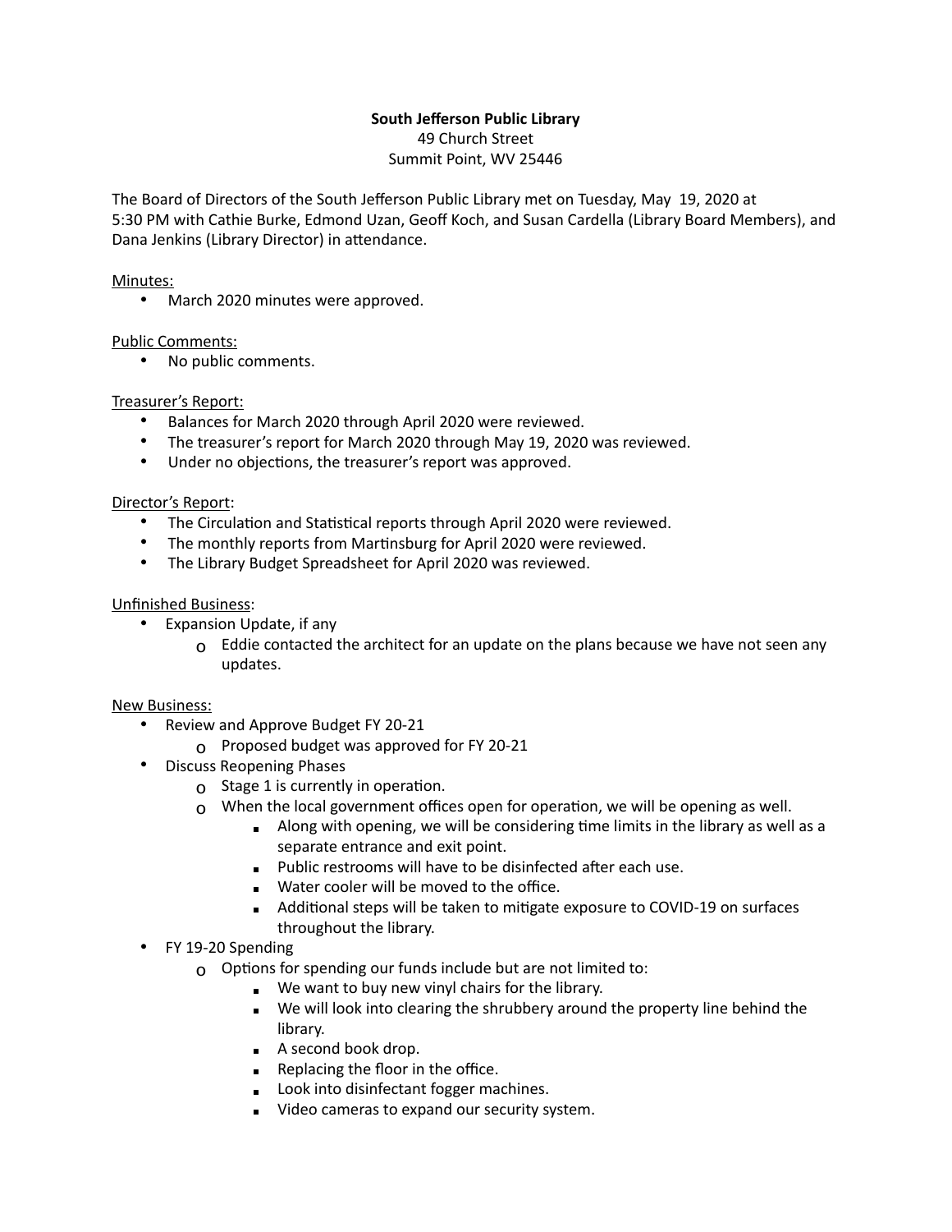**South Jefferson Public Library**
49 Church Street
Summit Point, WV 25446

The Board of Directors of the South Jefferson Public Library met on Tuesday, May 19, 2020 at 5:30 PM with Cathie Burke, Edmond Uzan, Geoff Koch, and Susan Cardella (Library Board Members), and Dana Jenkins (Library Director) in attendance.

<u>Minutes:</u>

- March 2020 minutes were approved.

<u>Public Comments:</u>

- No public comments.

<u>Treasurer's Report:</u>

- Balances for March 2020 through April 2020 were reviewed.
- The treasurer's report for March 2020 through May 19, 2020 was reviewed.
- Under no objections, the treasurer's report was approved.

<u>Director's Report</u>:

- The Circulation and Statistical reports through April 2020 were reviewed.
- The monthly reports from Martinsburg for April 2020 were reviewed.
- The Library Budget Spreadsheet for April 2020 was reviewed.

<u>Unfinished Business</u>:

- Expansion Update, if any
  - Eddie contacted the architect for an update on the plans because we have not seen any updates.

<u>New Business:</u>

- Review and Approve Budget FY 20-21
  - Proposed budget was approved for FY 20-21
- Discuss Reopening Phases
  - Stage 1 is currently in operation.
  - When the local government offices open for operation, we will be opening as well.
    - Along with opening, we will be considering time limits in the library as well as a separate entrance and exit point.
    - Public restrooms will have to be disinfected after each use.
    - Water cooler will be moved to the office.
    - Additional steps will be taken to mitigate exposure to COVID-19 on surfaces throughout the library.
- FY 19-20 Spending
  - Options for spending our funds include but are not limited to:
    - We want to buy new vinyl chairs for the library.
    - We will look into clearing the shrubbery around the property line behind the library.
    - A second book drop.
    - Replacing the floor in the office.
    - Look into disinfectant fogger machines.
    - Video cameras to expand our security system.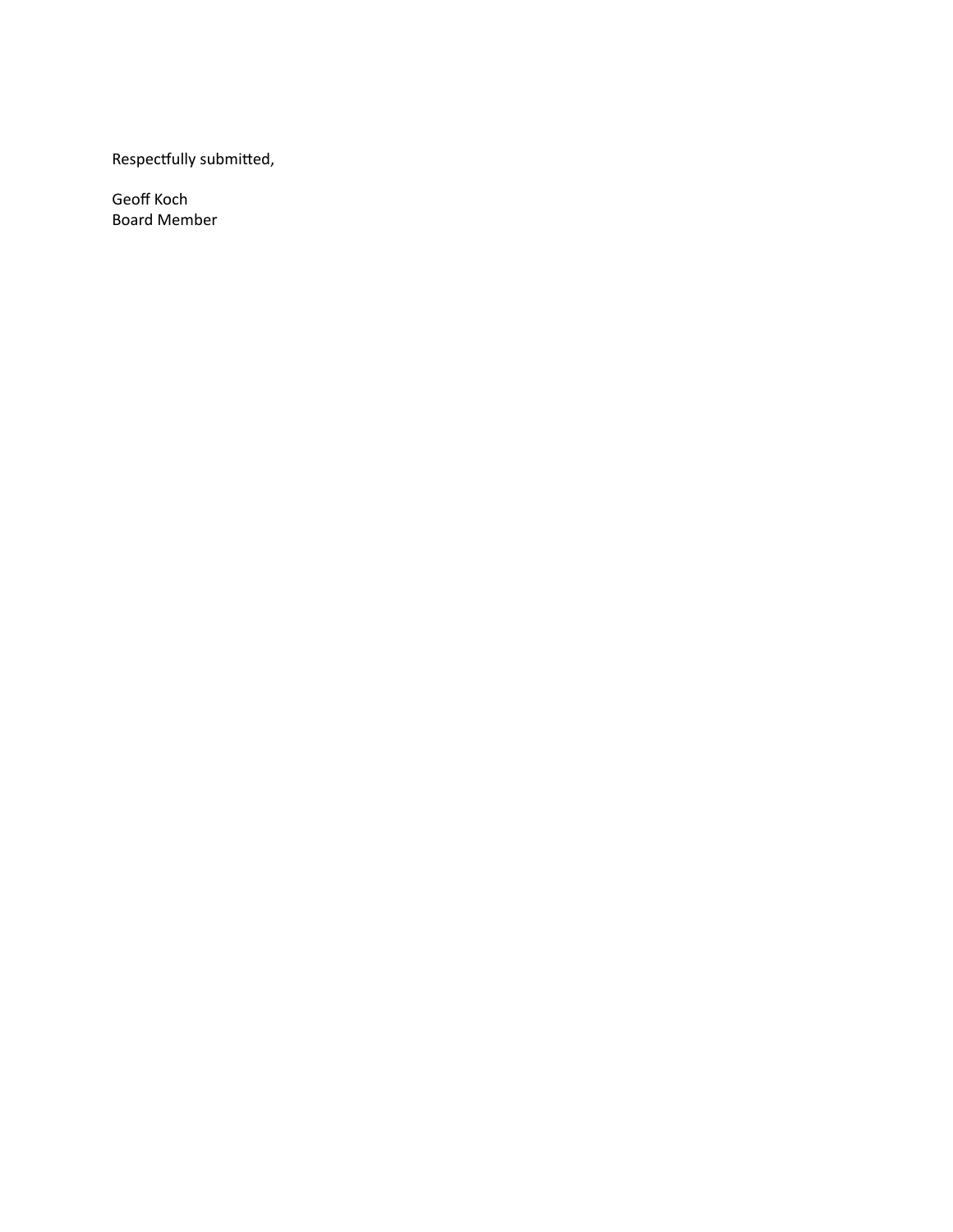Respectfully submitted,

Geoff Koch
Board Member